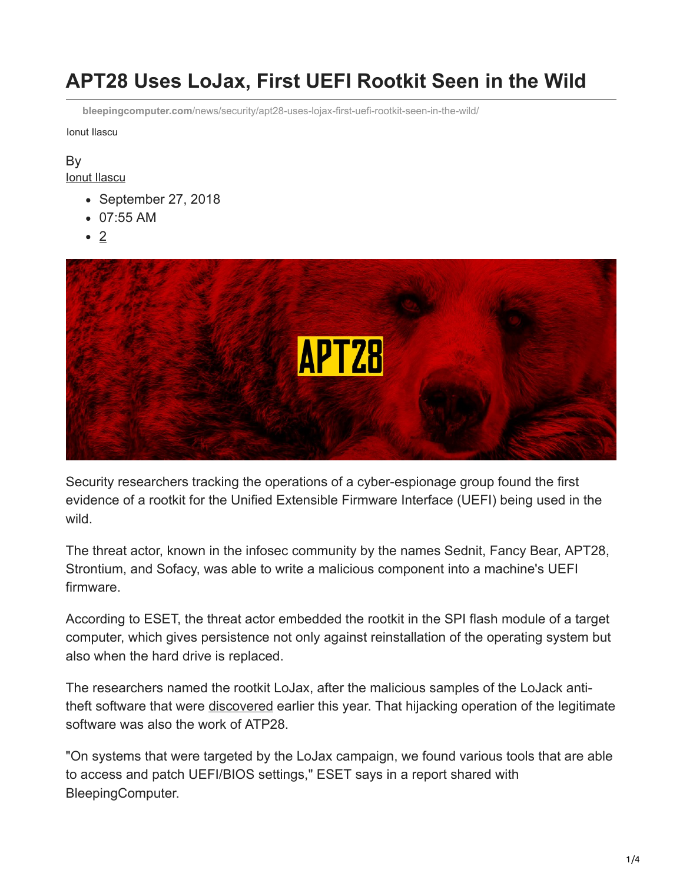# APT28 Uses LoJax, First UEFI Rootkit Seen in the Wild

bleepingcomputer.com/news/security/apt28-uses-lojax-first-uefi-rootkit-seen-in-the-wild/

Ionut Ilascu

By
Ionut Ilascu

- September 27, 2018
- 07:55 AM
- 2

Security researchers tracking the operations of a cyber-espionage group found the first evidence of a rootkit for the Unified Extensible Firmware Interface (UEFI) being used in the wild.

The threat actor, known in the infosec community by the names Sednit, Fancy Bear, APT28, Strontium, and Sofacy, was able to write a malicious component into a machine's UEFI firmware.

According to ESET, the threat actor embedded the rootkit in the SPI flash module of a target computer, which gives persistence not only against reinstallation of the operating system but also when the hard drive is replaced.

The researchers named the rootkit LoJax, after the malicious samples of the LoJack anti-theft software that were discovered earlier this year. That hijacking operation of the legitimate software was also the work of ATP28.

"On systems that were targeted by the LoJax campaign, we found various tools that are able to access and patch UEFI/BIOS settings," ESET says in a report shared with BleepingComputer.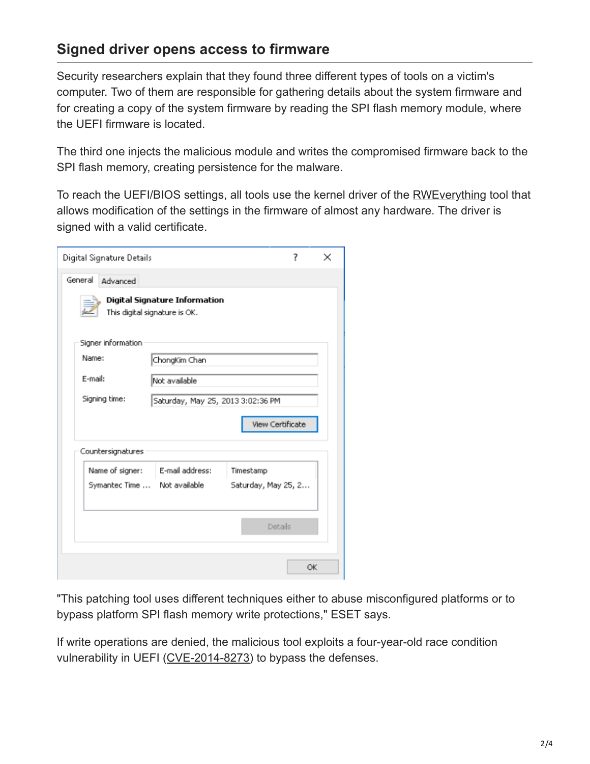## Signed driver opens access to firmware

Security researchers explain that they found three different types of tools on a victim's computer. Two of them are responsible for gathering details about the system firmware and for creating a copy of the system firmware by reading the SPI flash memory module, where the UEFI firmware is located.

The third one injects the malicious module and writes the compromised firmware back to the SPI flash memory, creating persistence for the malware.

To reach the UEFI/BIOS settings, all tools use the kernel driver of the RWEverything tool that allows modification of the settings in the firmware of almost any hardware. The driver is signed with a valid certificate.

"This patching tool uses different techniques either to abuse misconfigured platforms or to bypass platform SPI flash memory write protections," ESET says.

If write operations are denied, the malicious tool exploits a four-year-old race condition vulnerability in UEFI (CVE-2014-8273) to bypass the defenses.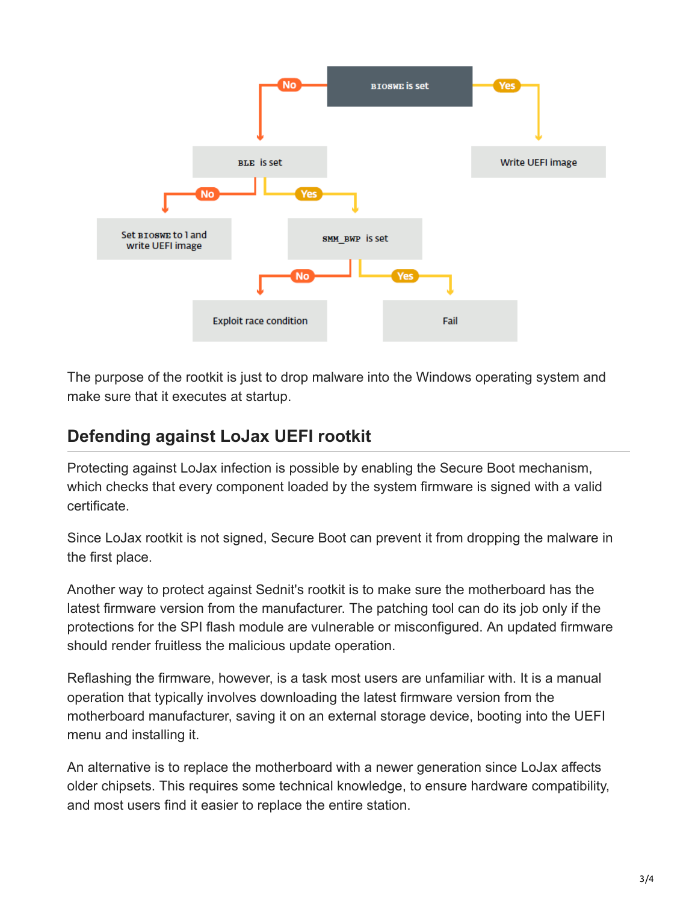- BIOSWE is set
  - Yes → Write UEFI image
  - No → BLE is set
    - No → Set BIOSWE to 1 and write UEFI image
    - Yes → SMM_BWP is set
      - No → Exploit race condition
      - Yes → Fail

The purpose of the rootkit is just to drop malware into the Windows operating system and make sure that it executes at startup.

## Defending against LoJax UEFI rootkit

Protecting against LoJax infection is possible by enabling the Secure Boot mechanism, which checks that every component loaded by the system firmware is signed with a valid certificate.

Since LoJax rootkit is not signed, Secure Boot can prevent it from dropping the malware in the first place.

Another way to protect against Sednit's rootkit is to make sure the motherboard has the latest firmware version from the manufacturer. The patching tool can do its job only if the protections for the SPI flash module are vulnerable or misconfigured. An updated firmware should render fruitless the malicious update operation.

Reflashing the firmware, however, is a task most users are unfamiliar with. It is a manual operation that typically involves downloading the latest firmware version from the motherboard manufacturer, saving it on an external storage device, booting into the UEFI menu and installing it.

An alternative is to replace the motherboard with a newer generation since LoJax affects older chipsets. This requires some technical knowledge, to ensure hardware compatibility, and most users find it easier to replace the entire station.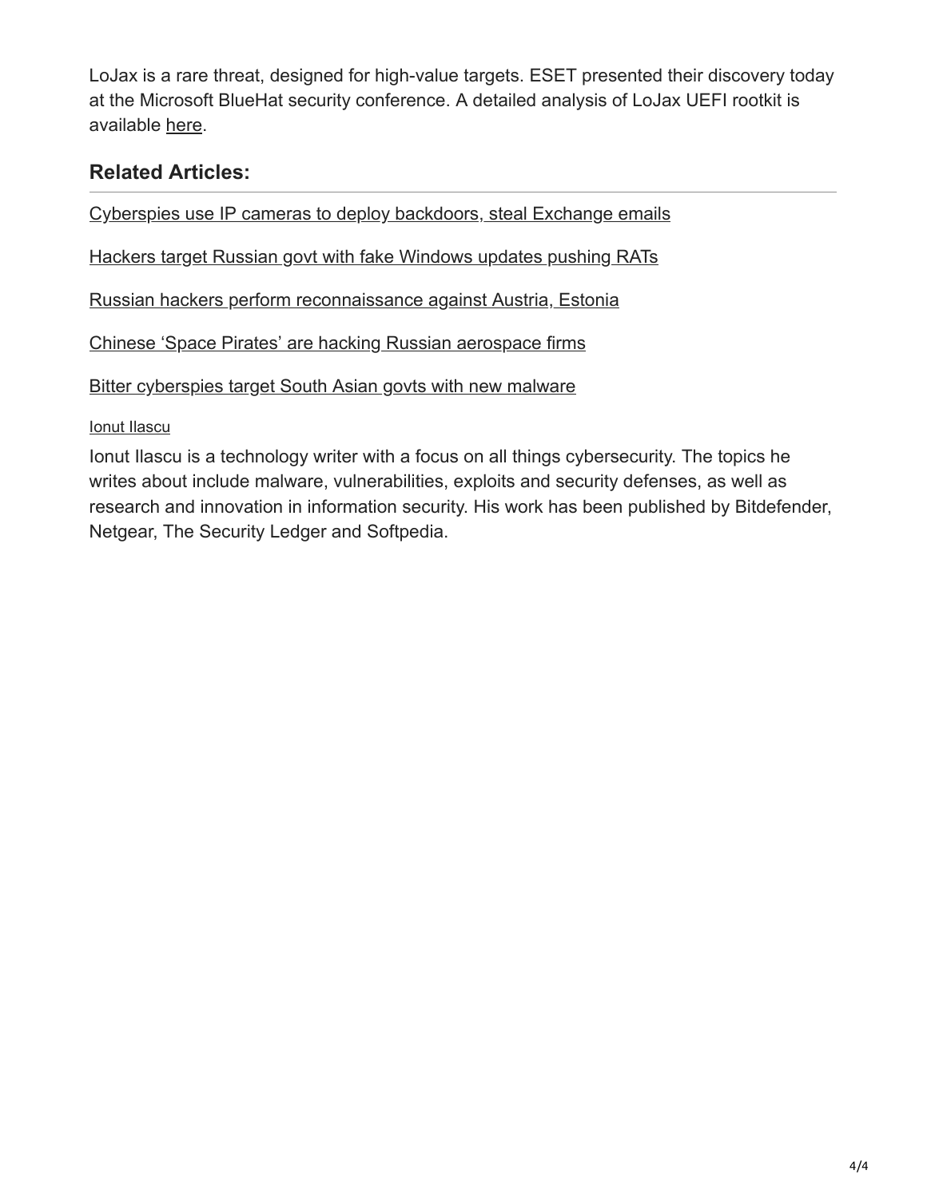LoJax is a rare threat, designed for high-value targets. ESET presented their discovery today at the Microsoft BlueHat security conference. A detailed analysis of LoJax UEFI rootkit is available here.

## Related Articles:

Cyberspies use IP cameras to deploy backdoors, steal Exchange emails

Hackers target Russian govt with fake Windows updates pushing RATs

Russian hackers perform reconnaissance against Austria, Estonia

Chinese 'Space Pirates' are hacking Russian aerospace firms

Bitter cyberspies target South Asian govts with new malware

Ionut Ilascu

Ionut Ilascu is a technology writer with a focus on all things cybersecurity. The topics he writes about include malware, vulnerabilities, exploits and security defenses, as well as research and innovation in information security. His work has been published by Bitdefender, Netgear, The Security Ledger and Softpedia.